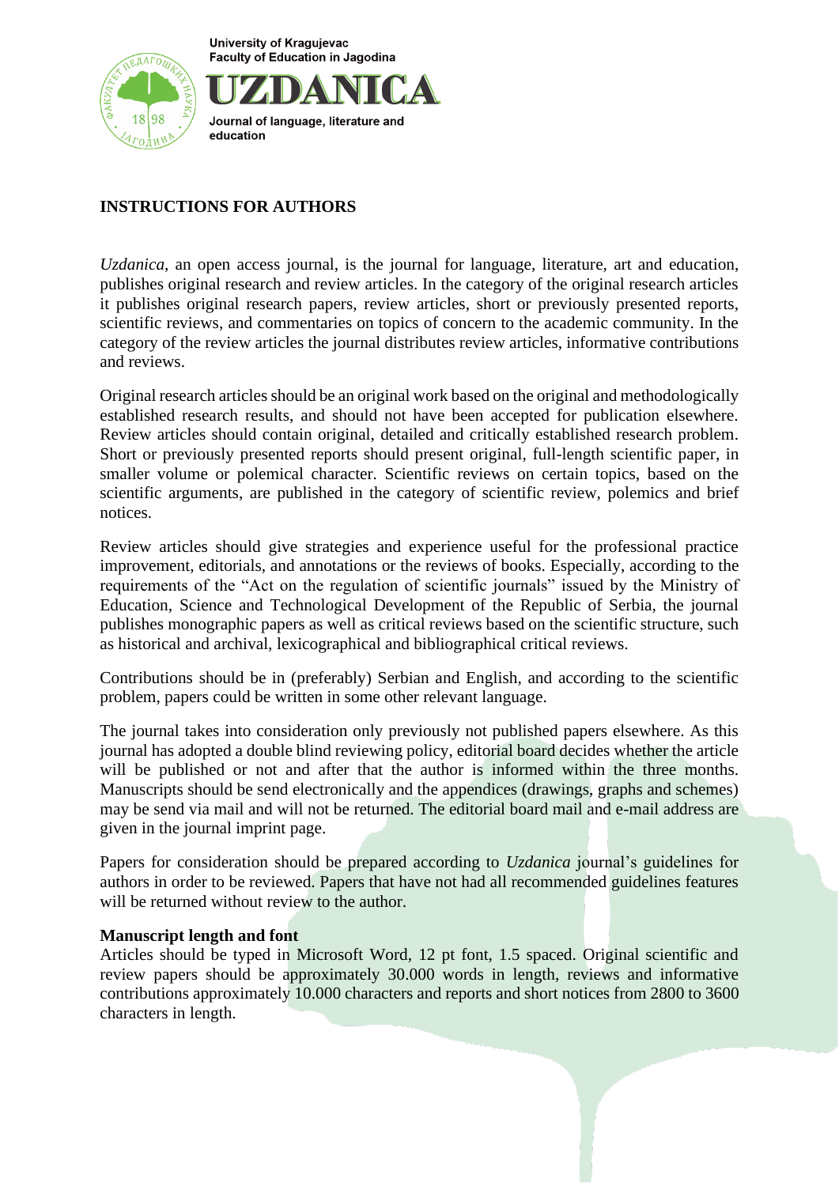University of Kragujevac
Faculty of Education in Jagodina

# UZDANICA

Journal of language, literature and education

## INSTRUCTIONS FOR AUTHORS

*Uzdanica,* an open access journal, is the journal for language, literature, art and education, publishes original research and review articles. In the category of the original research articles it publishes original research papers, review articles, short or previously presented reports, scientific reviews, and commentaries on topics of concern to the academic community. In the category of the review articles the journal distributes review articles, informative contributions and reviews.

Original research articles should be an original work based on the original and methodologically established research results, and should not have been accepted for publication elsewhere. Review articles should contain original, detailed and critically established research problem. Short or previously presented reports should present original, full-length scientific paper, in smaller volume or polemical character. Scientific reviews on certain topics, based on the scientific arguments, are published in the category of scientific review, polemics and brief notices.

Review articles should give strategies and experience useful for the professional practice improvement, editorials, and annotations or the reviews of books. Especially, according to the requirements of the "Act on the regulation of scientific journals" issued by the Ministry of Education, Science and Technological Development of the Republic of Serbia, the journal publishes monographic papers as well as critical reviews based on the scientific structure, such as historical and archival, lexicographical and bibliographical critical reviews.

Contributions should be in (preferably) Serbian and English, and according to the scientific problem, papers could be written in some other relevant language.

The journal takes into consideration only previously not published papers elsewhere. As this journal has adopted a double blind reviewing policy, editorial board decides whether the article will be published or not and after that the author is informed within the three months. Manuscripts should be send electronically and the appendices (drawings, graphs and schemes) may be send via mail and will not be returned. The editorial board mail and e-mail address are given in the journal imprint page.

Papers for consideration should be prepared according to *Uzdanica* journal's guidelines for authors in order to be reviewed. Papers that have not had all recommended guidelines features will be returned without review to the author.

**Manuscript length and font**
Articles should be typed in Microsoft Word, 12 pt font, 1.5 spaced. Original scientific and review papers should be approximately 30.000 words in length, reviews and informative contributions approximately 10.000 characters and reports and short notices from 2800 to 3600 characters in length.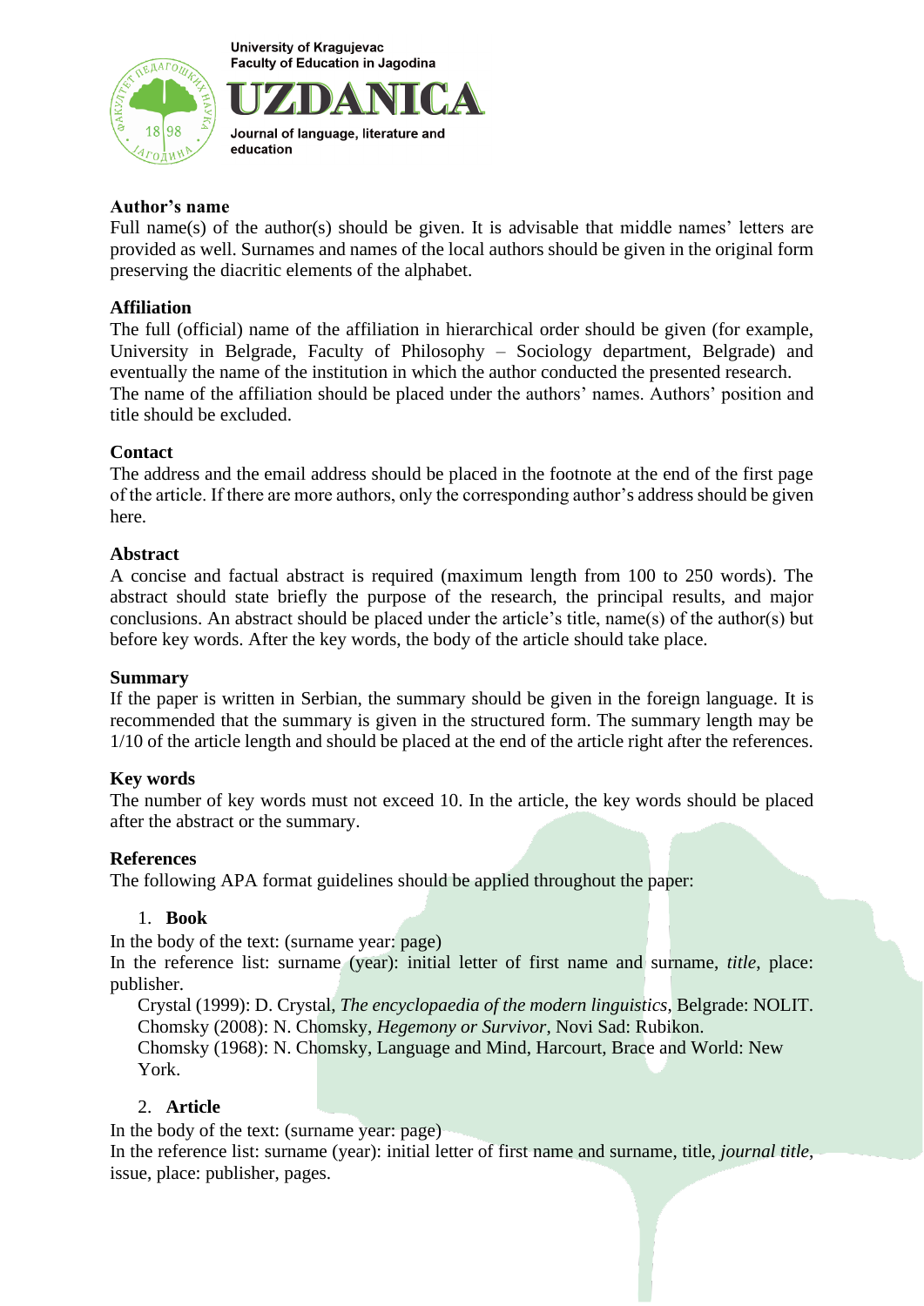**Author's name**

Full name(s) of the author(s) should be given. It is advisable that middle names' letters are provided as well. Surnames and names of the local authors should be given in the original form preserving the diacritic elements of the alphabet.

**Affiliation**

The full (official) name of the affiliation in hierarchical order should be given (for example, University in Belgrade, Faculty of Philosophy – Sociology department, Belgrade) and eventually the name of the institution in which the author conducted the presented research. The name of the affiliation should be placed under the authors' names. Authors' position and title should be excluded.

**Contact**

The address and the email address should be placed in the footnote at the end of the first page of the article. If there are more authors, only the corresponding author's address should be given here.

**Abstract**

A concise and factual abstract is required (maximum length from 100 to 250 words). The abstract should state briefly the purpose of the research, the principal results, and major conclusions. An abstract should be placed under the article's title, name(s) of the author(s) but before key words. After the key words, the body of the article should take place.

**Summary**

If the paper is written in Serbian, the summary should be given in the foreign language. It is recommended that the summary is given in the structured form. The summary length may be 1/10 of the article length and should be placed at the end of the article right after the references.

**Key words**

The number of key words must not exceed 10. In the article, the key words should be placed after the abstract or the summary.

**References**

The following APA format guidelines should be applied throughout the paper:

1. **Book**

In the body of the text: (surname year: page)
In the reference list: surname (year): initial letter of first name and surname, *title*, place: publisher.

Crystal (1999): D. Crystal, *The encyclopaedia of the modern linguistics*, Belgrade: NOLIT.
Chomsky (2008): N. Chomsky, *Hegemony or Survivor*, Novi Sad: Rubikon.
Chomsky (1968): N. Chomsky, Language and Mind, Harcourt, Brace and World: New York.

2. **Article**

In the body of the text: (surname year: page)
In the reference list: surname (year): initial letter of first name and surname, title, *journal title*, issue, place: publisher, pages.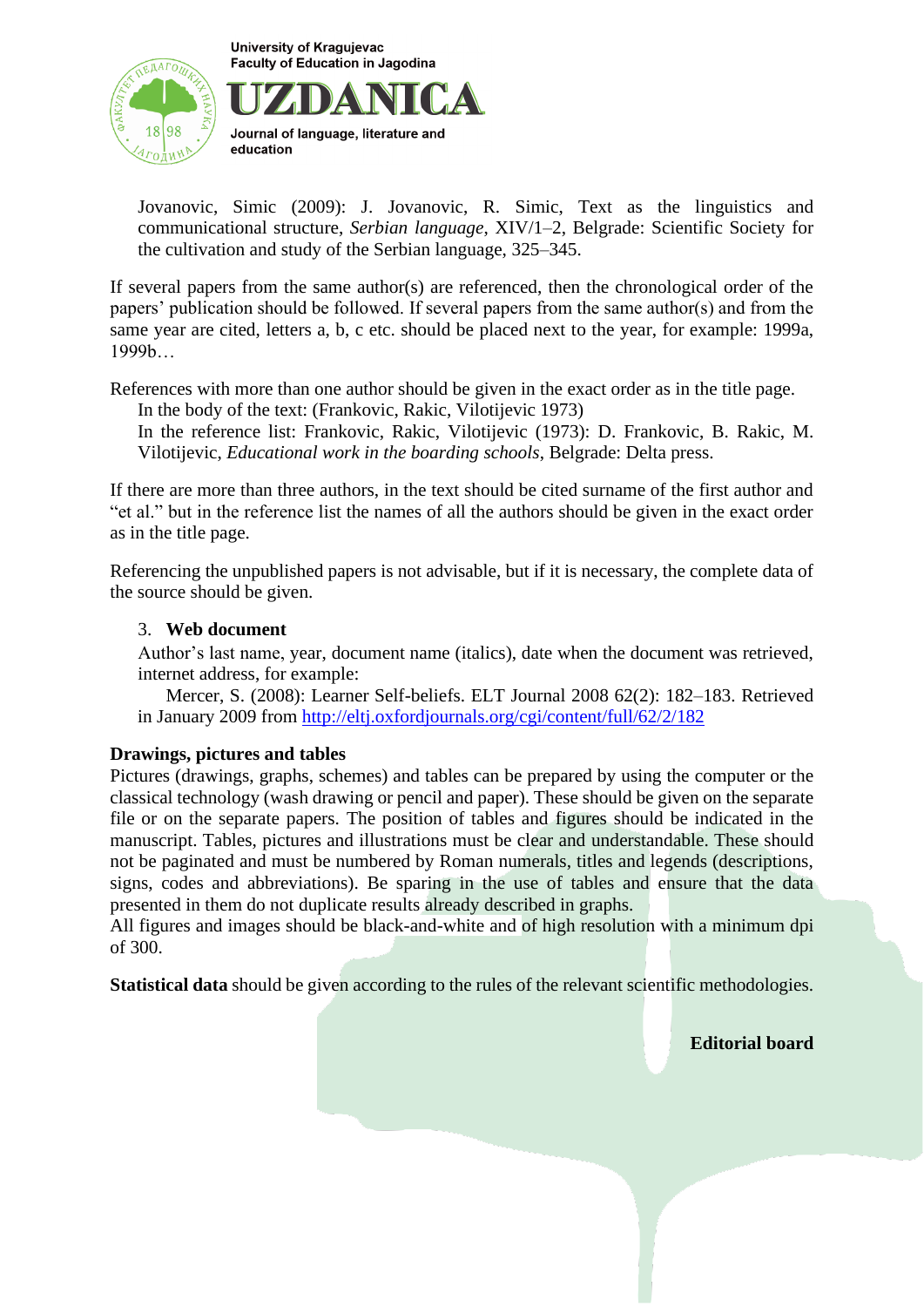Jovanovic, Simic (2009): J. Jovanovic, R. Simic, Text as the linguistics and communicational structure, *Serbian language*, XIV/1–2, Belgrade: Scientific Society for the cultivation and study of the Serbian language, 325–345.

If several papers from the same author(s) are referenced, then the chronological order of the papers' publication should be followed. If several papers from the same author(s) and from the same year are cited, letters a, b, c etc. should be placed next to the year, for example: 1999a, 1999b…

References with more than one author should be given in the exact order as in the title page.

In the body of the text: (Frankovic, Rakic, Vilotijevic 1973)

In the reference list: Frankovic, Rakic, Vilotijevic (1973): D. Frankovic, B. Rakic, M. Vilotijevic, *Educational work in the boarding schools*, Belgrade: Delta press.

If there are more than three authors, in the text should be cited surname of the first author and "et al." but in the reference list the names of all the authors should be given in the exact order as in the title page.

Referencing the unpublished papers is not advisable, but if it is necessary, the complete data of the source should be given.

3. **Web document**

Author's last name, year, document name (italics), date when the document was retrieved, internet address, for example:

Mercer, S. (2008): Learner Self-beliefs. ELT Journal 2008 62(2): 182–183. Retrieved in January 2009 from http://eltj.oxfordjournals.org/cgi/content/full/62/2/182

**Drawings, pictures and tables**

Pictures (drawings, graphs, schemes) and tables can be prepared by using the computer or the classical technology (wash drawing or pencil and paper). These should be given on the separate file or on the separate papers. The position of tables and figures should be indicated in the manuscript. Tables, pictures and illustrations must be clear and understandable. These should not be paginated and must be numbered by Roman numerals, titles and legends (descriptions, signs, codes and abbreviations). Be sparing in the use of tables and ensure that the data presented in them do not duplicate results already described in graphs.

All figures and images should be black-and-white and of high resolution with a minimum dpi of 300.

**Statistical data** should be given according to the rules of the relevant scientific methodologies.

**Editorial board**